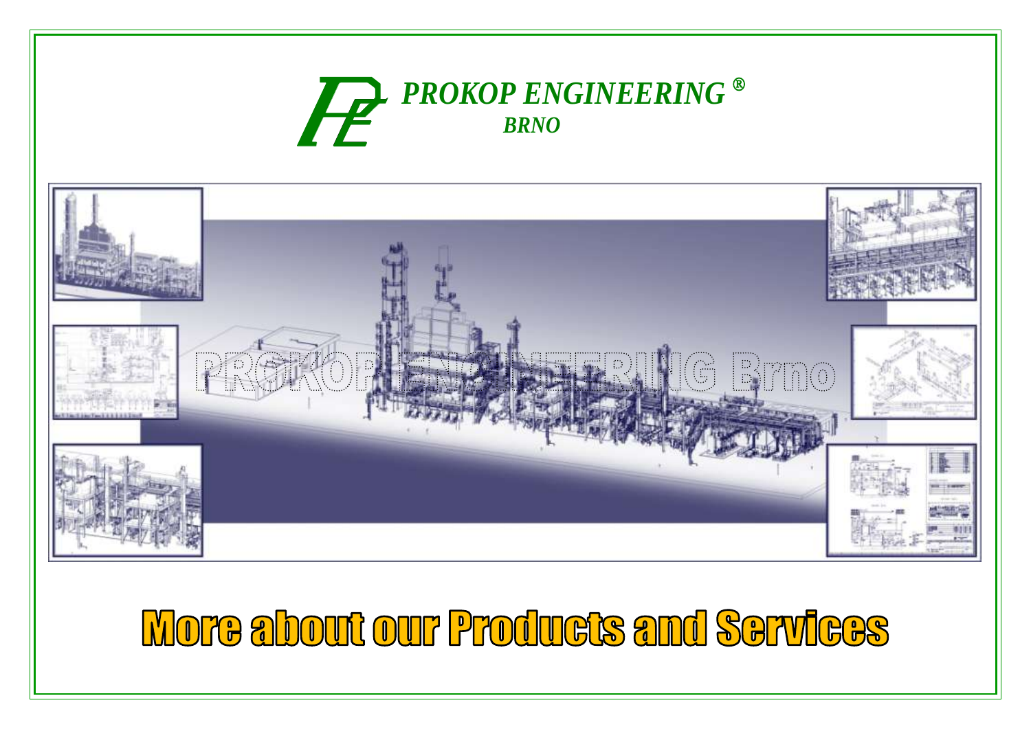# PROKOP ENGINEERING ®
## BRNO

# More about our Products and Services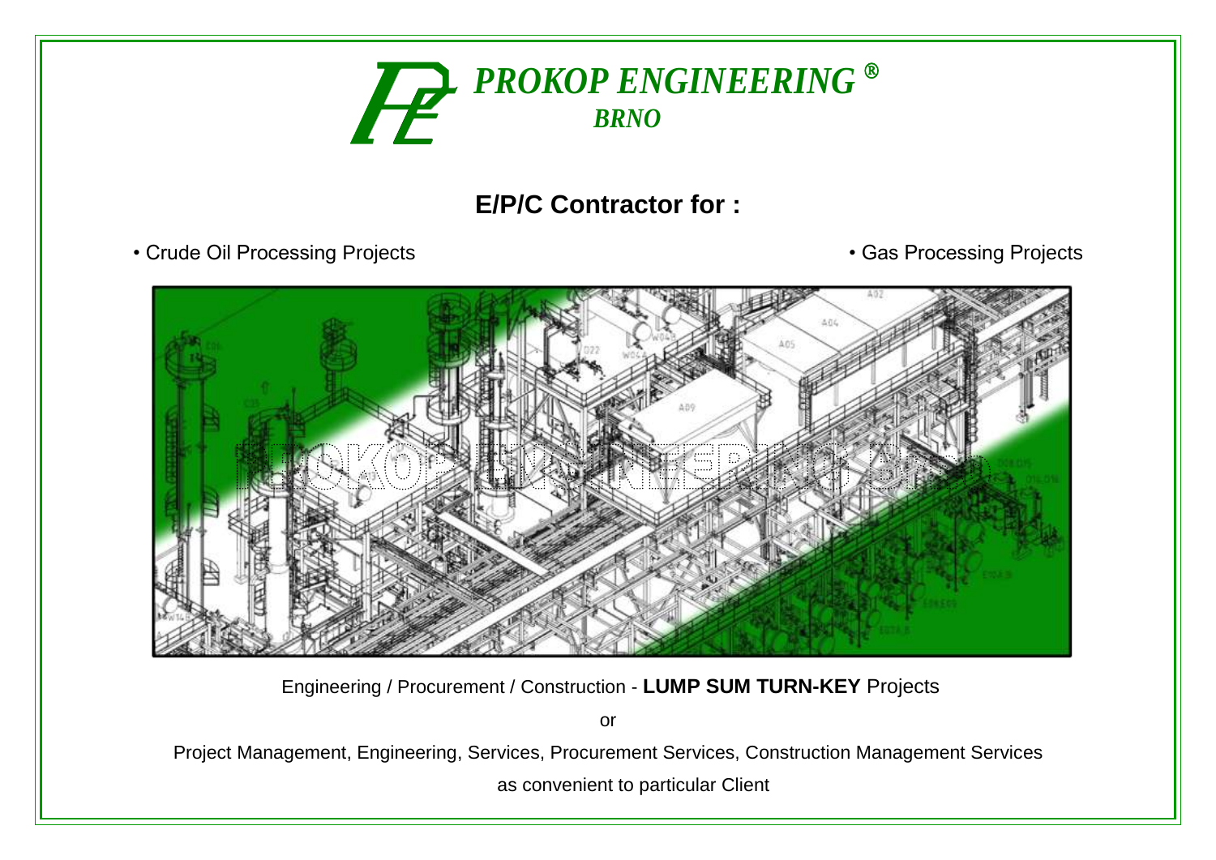# *PROKOP ENGINEERING ®*

## *BRNO*

## E/P/C Contractor for :

- Crude Oil Processing Projects
- Gas Processing Projects

Engineering / Procurement / Construction - **LUMP SUM TURN-KEY** Projects

or

Project Management, Engineering, Services, Procurement Services, Construction Management Services

as convenient to particular Client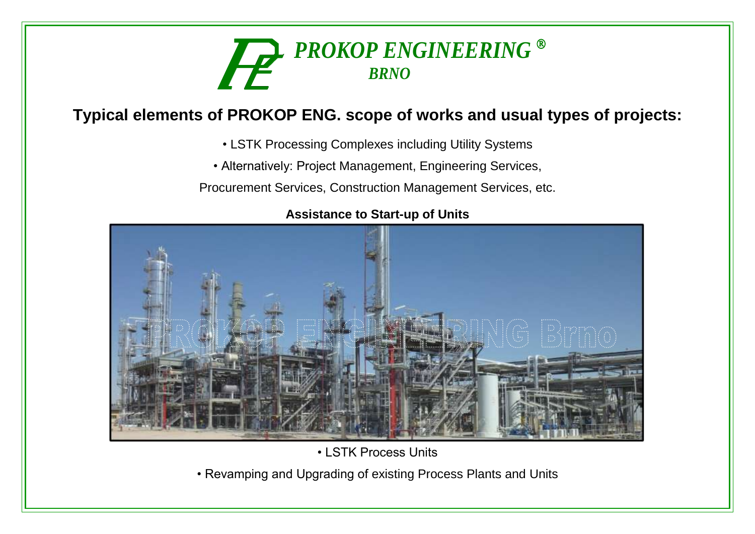***PROKOP ENGINEERING ®***
***BRNO***

## Typical elements of PROKOP ENG. scope of works and usual types of projects:

- LSTK Processing Complexes including Utility Systems
- Alternatively: Project Management, Engineering Services,
Procurement Services, Construction Management Services, etc.

**Assistance to Start-up of Units**

- LSTK Process Units
- Revamping and Upgrading of existing Process Plants and Units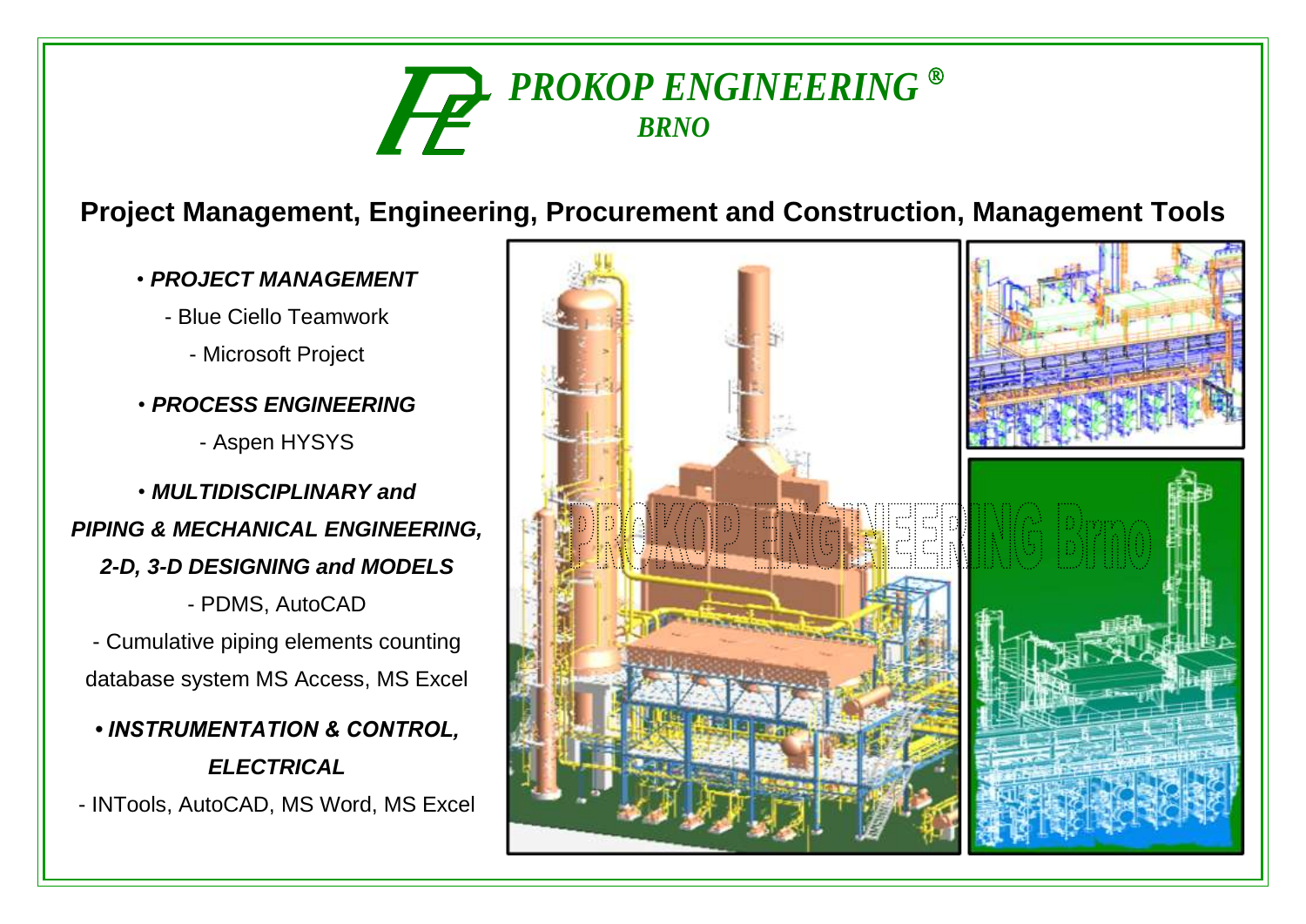# PROKOP ENGINEERING ®
## BRNO

## Project Management, Engineering, Procurement and Construction, Management Tools

- ***PROJECT MANAGEMENT***
  - Blue Ciello Teamwork
  - Microsoft Project
- ***PROCESS ENGINEERING***
  - Aspen HYSYS
- ***MULTIDISCIPLINARY and PIPING & MECHANICAL ENGINEERING, 2-D, 3-D DESIGNING and MODELS***
  - PDMS, AutoCAD
  - Cumulative piping elements counting database system MS Access, MS Excel
- ***INSTRUMENTATION & CONTROL, ELECTRICAL***
  - INTools, AutoCAD, MS Word, MS Excel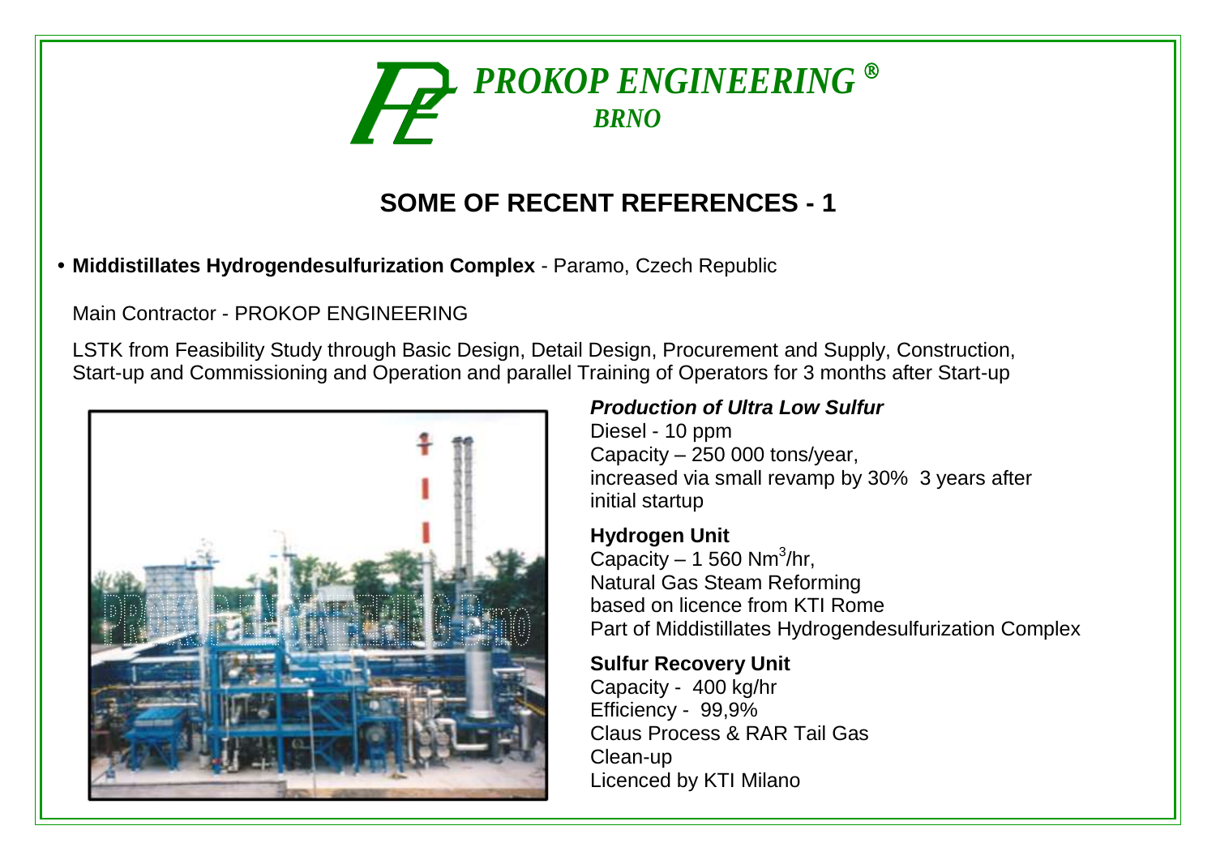PROKOP ENGINEERING ®
BRNO

# SOME OF RECENT REFERENCES - 1

- **Middistillates Hydrogendesulfurization Complex** - Paramo, Czech Republic

Main Contractor - PROKOP ENGINEERING

LSTK from Feasibility Study through Basic Design, Detail Design, Procurement and Supply, Construction, Start-up and Commissioning and Operation and parallel Training of Operators for 3 months after Start-up

***Production of Ultra Low Sulfur***
Diesel - 10 ppm
Capacity – 250 000 tons/year,
increased via small revamp by 30% 3 years after initial startup

**Hydrogen Unit**
Capacity – 1 560 $Nm^3$/hr,
Natural Gas Steam Reforming
based on licence from KTI Rome
Part of Middistillates Hydrogendesulfurization Complex

**Sulfur Recovery Unit**
Capacity - 400 kg/hr
Efficiency - 99,9%
Claus Process & RAR Tail Gas Clean-up
Licenced by KTI Milano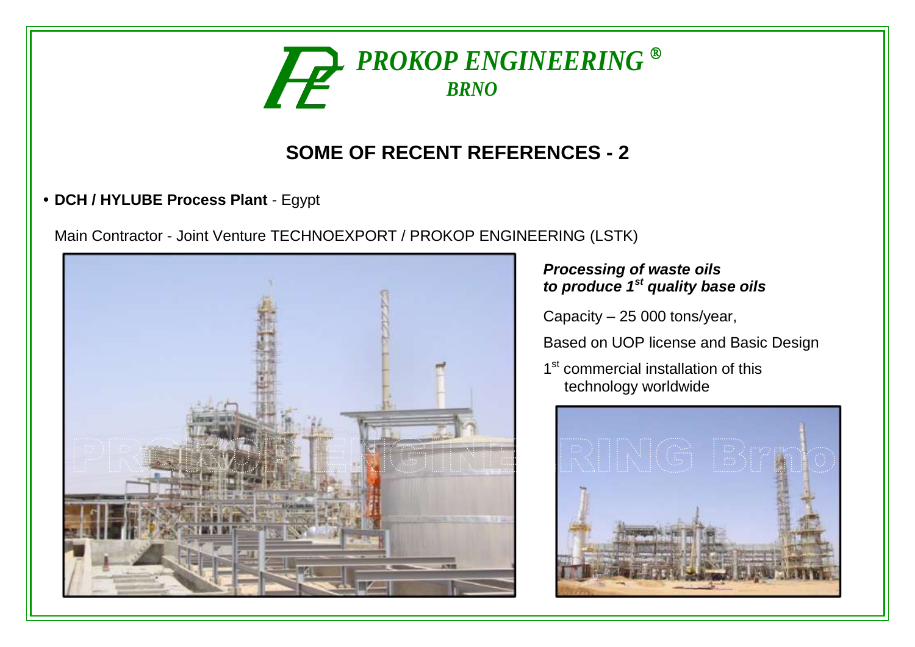# PROKOP ENGINEERING ®
## BRNO

## SOME OF RECENT REFERENCES - 2

- **DCH / HYLUBE Process Plant** - Egypt

Main Contractor - Joint Venture TECHNOEXPORT / PROKOP ENGINEERING (LSTK)

***Processing of waste oils to produce 1st quality base oils***

Capacity – 25 000 tons/year,

Based on UOP license and Basic Design

1st commercial installation of this technology worldwide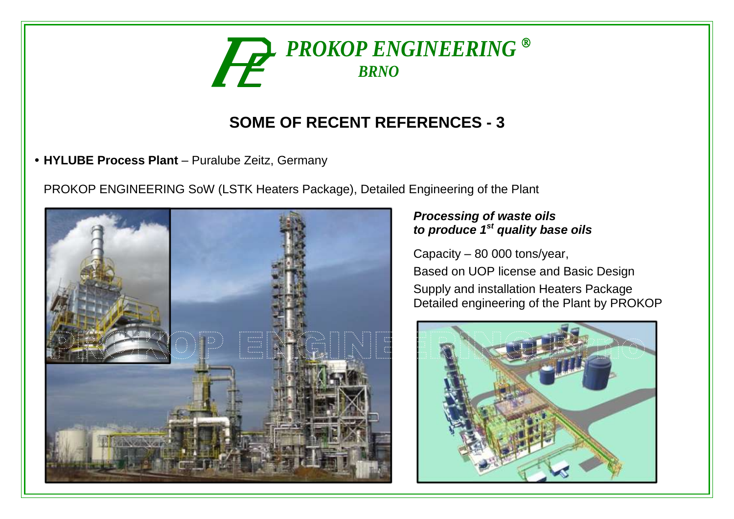# SOME OF RECENT REFERENCES - 3

- **HYLUBE Process Plant** – Puralube Zeitz, Germany

PROKOP ENGINEERING SoW (LSTK Heaters Package), Detailed Engineering of the Plant

***Processing of waste oils to produce 1st quality base oils***

Capacity – 80 000 tons/year,

Based on UOP license and Basic Design

Supply and installation Heaters Package

Detailed engineering of the Plant by PROKOP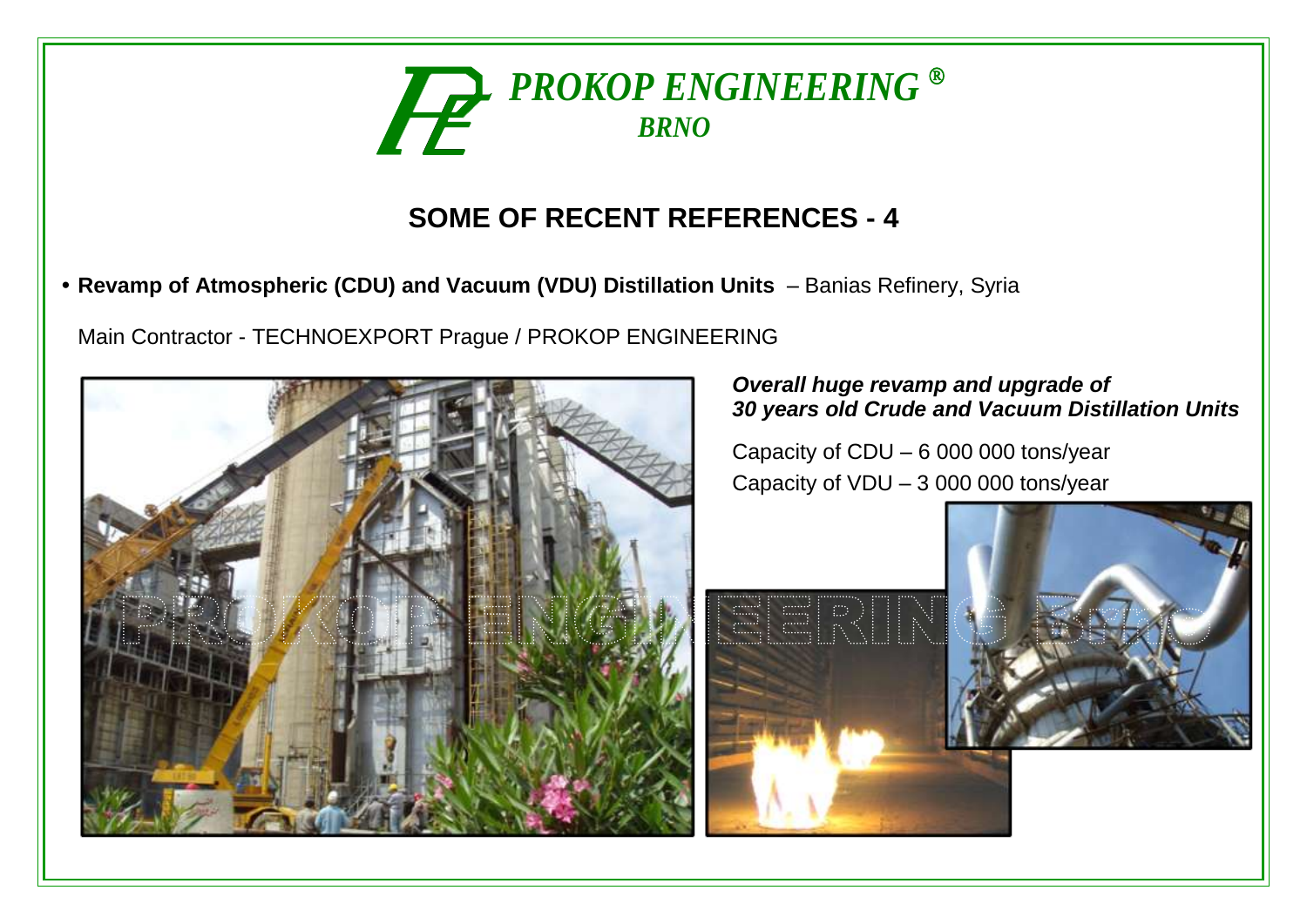PROKOP ENGINEERING ®
BRNO

## SOME OF RECENT REFERENCES - 4

- **Revamp of Atmospheric (CDU) and Vacuum (VDU) Distillation Units** – Banias Refinery, Syria

Main Contractor - TECHNOEXPORT Prague / PROKOP ENGINEERING

***Overall huge revamp and upgrade of 30 years old Crude and Vacuum Distillation Units***

Capacity of CDU – 6 000 000 tons/year

Capacity of VDU – 3 000 000 tons/year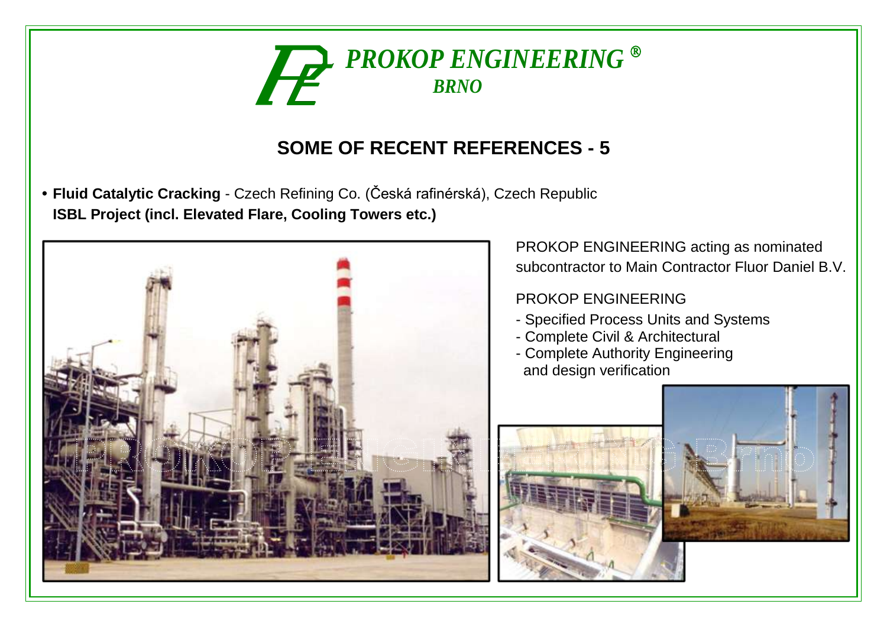*PROKOP ENGINEERING ®*
*BRNO*

## SOME OF RECENT REFERENCES - 5

- **Fluid Catalytic Cracking** - Czech Refining Co. (Česká rafinérská), Czech Republic
  **ISBL Project (incl. Elevated Flare, Cooling Towers etc.)**

PROKOP ENGINEERING acting as nominated subcontractor to Main Contractor Fluor Daniel B.V.

PROKOP ENGINEERING

- Specified Process Units and Systems
- Complete Civil & Architectural
- Complete Authority Engineering and design verification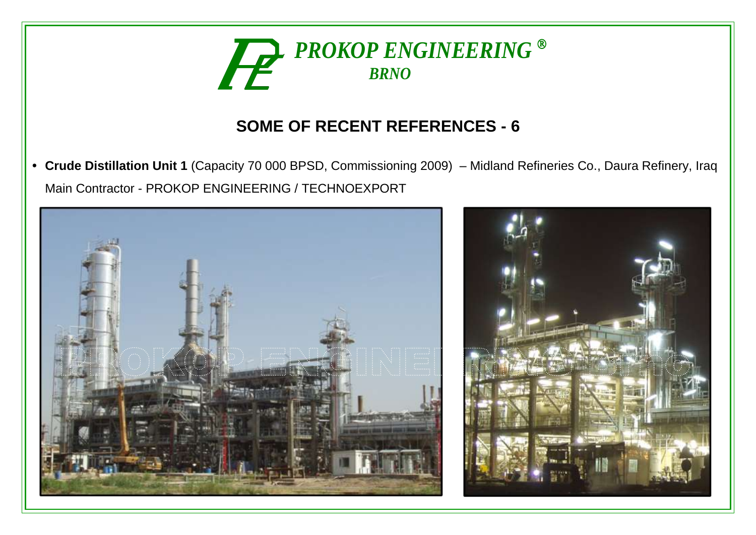PROKOP ENGINEERING ®
BRNO

## SOME OF RECENT REFERENCES - 6

- **Crude Distillation Unit 1** (Capacity 70 000 BPSD, Commissioning 2009) – Midland Refineries Co., Daura Refinery, Iraq

  Main Contractor - PROKOP ENGINEERING / TECHNOEXPORT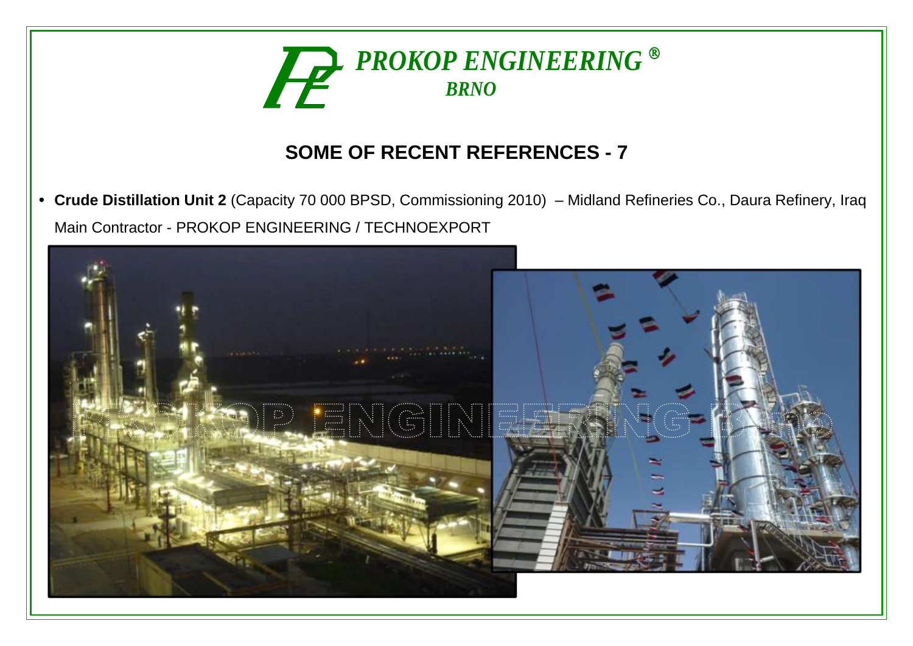PROKOP ENGINEERING ®
BRNO

## SOME OF RECENT REFERENCES - 7

- **Crude Distillation Unit 2** (Capacity 70 000 BPSD, Commissioning 2010) – Midland Refineries Co., Daura Refinery, Iraq

  Main Contractor - PROKOP ENGINEERING / TECHNOEXPORT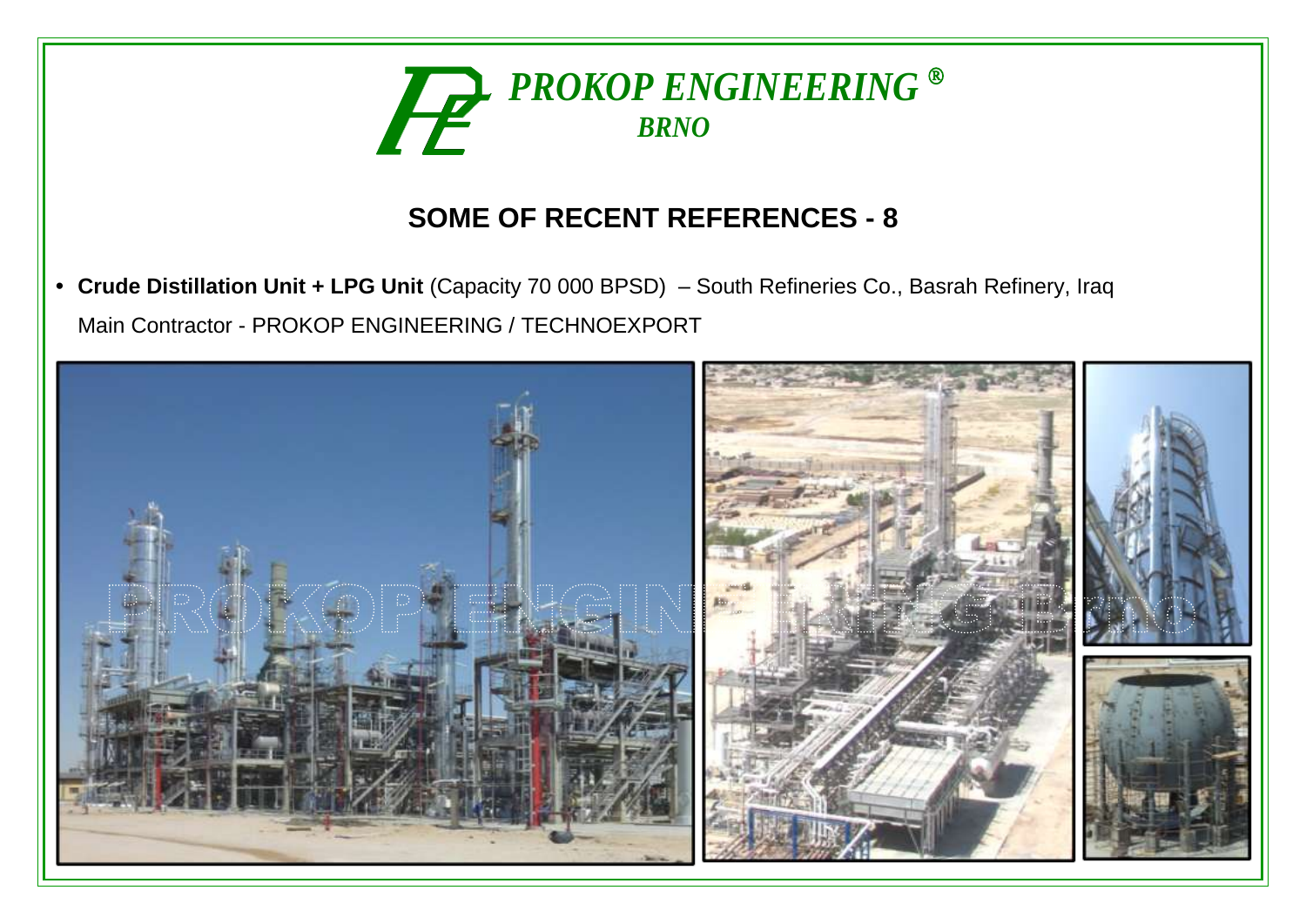PROKOP ENGINEERING ®
BRNO

# SOME OF RECENT REFERENCES - 8

- **Crude Distillation Unit + LPG Unit** (Capacity 70 000 BPSD) – South Refineries Co., Basrah Refinery, Iraq
  Main Contractor - PROKOP ENGINEERING / TECHNOEXPORT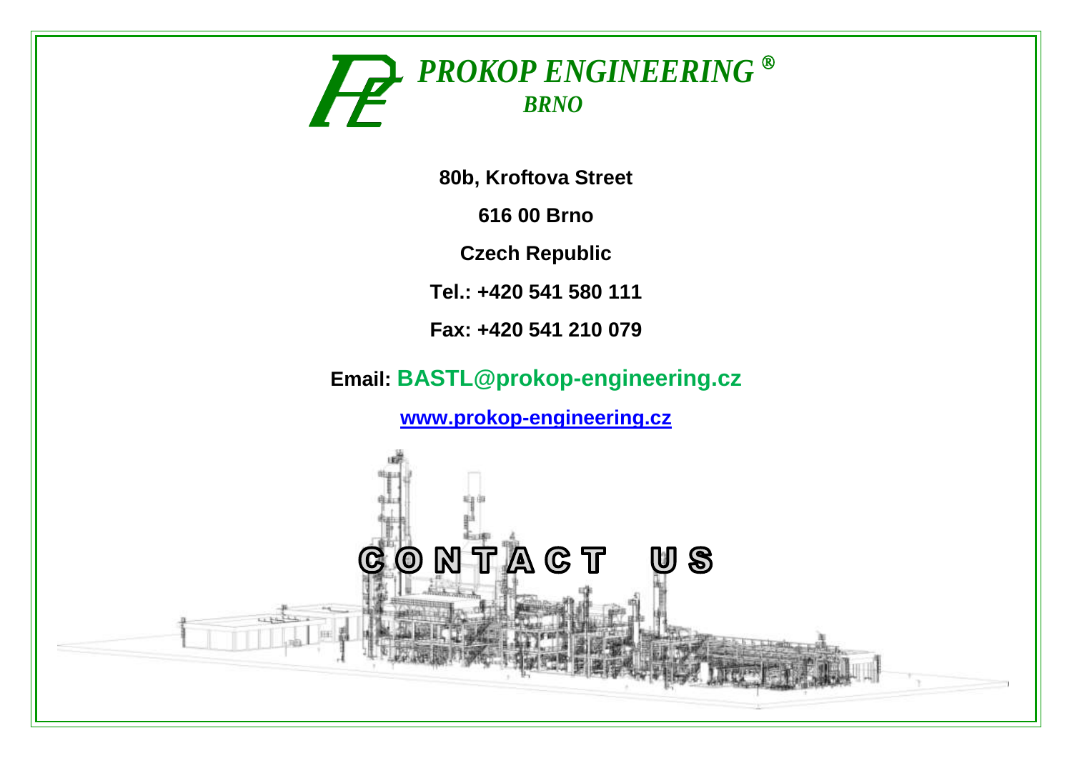**PROKOP ENGINEERING ®**

***BRNO***

**80b, Kroftova Street**

**616 00 Brno**

**Czech Republic**

**Tel.: +420 541 580 111**

**Fax: +420 541 210 079**

**Email: BASTL@prokop-engineering.cz**

**www.prokop-engineering.cz**

# CONTACT US